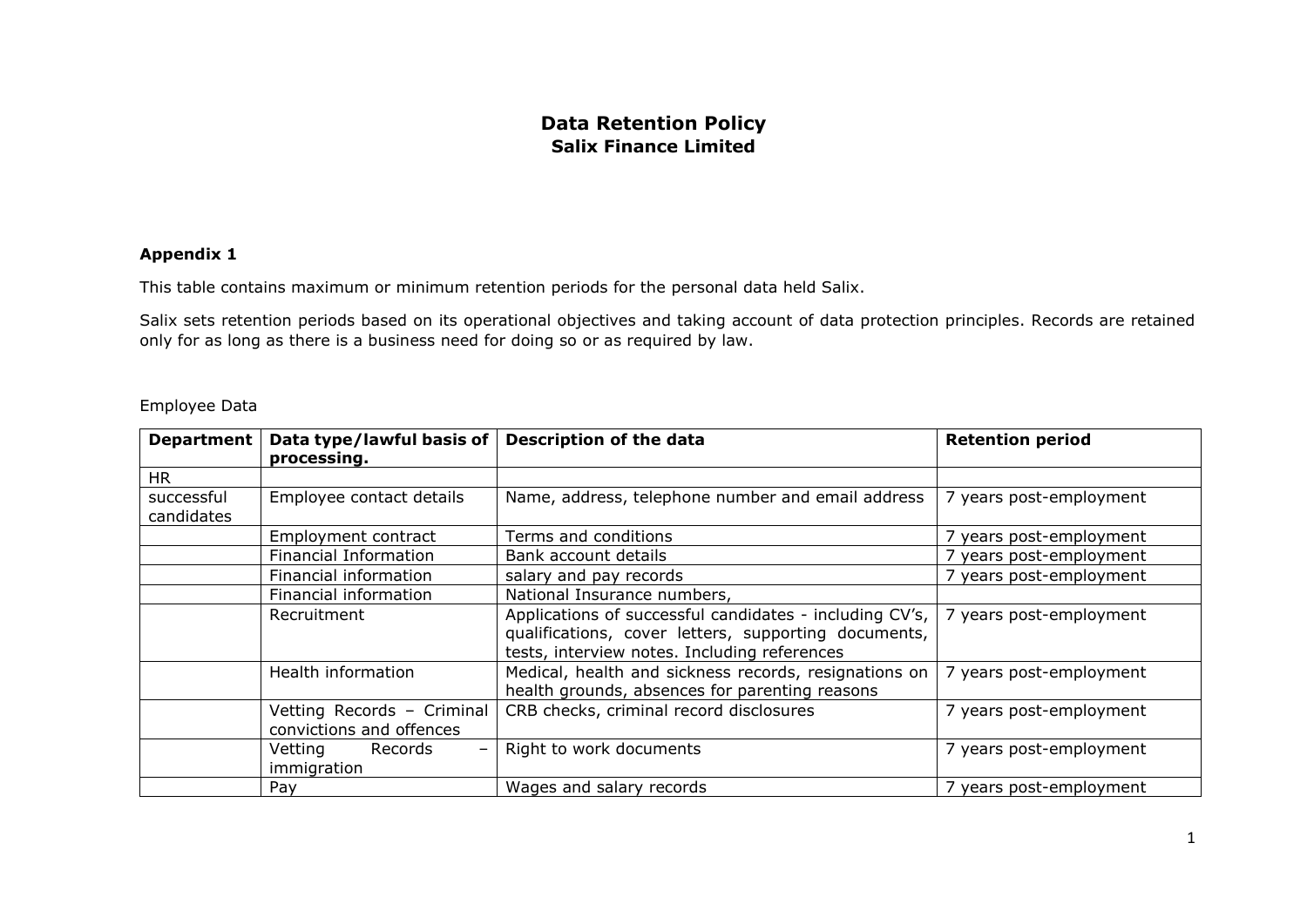# Data Retention Policy
## Salix Finance Limited

### Appendix 1

This table contains maximum or minimum retention periods for the personal data held Salix.

Salix sets retention periods based on its operational objectives and taking account of data protection principles. Records are retained only for as long as there is a business need for doing so or as required by law.

Employee Data

| Department | Data type/lawful basis of processing. | Description of the data | Retention period |
|---|---|---|---|
| HR | | | |
| successful candidates | Employee contact details | Name, address, telephone number and email address | 7 years post-employment |
| | Employment contract | Terms and conditions | 7 years post-employment |
| | Financial Information | Bank account details | 7 years post-employment |
| | Financial information | salary and pay records | 7 years post-employment |
| | Financial information | National Insurance numbers, | |
| | Recruitment | Applications of successful candidates - including CV's, qualifications, cover letters, supporting documents, tests, interview notes. Including references | 7 years post-employment |
| | Health information | Medical, health and sickness records, resignations on health grounds, absences for parenting reasons | 7 years post-employment |
| | Vetting Records – Criminal convictions and offences | CRB checks, criminal record disclosures | 7 years post-employment |
| | Vetting Records – immigration | Right to work documents | 7 years post-employment |
| | Pay | Wages and salary records | 7 years post-employment |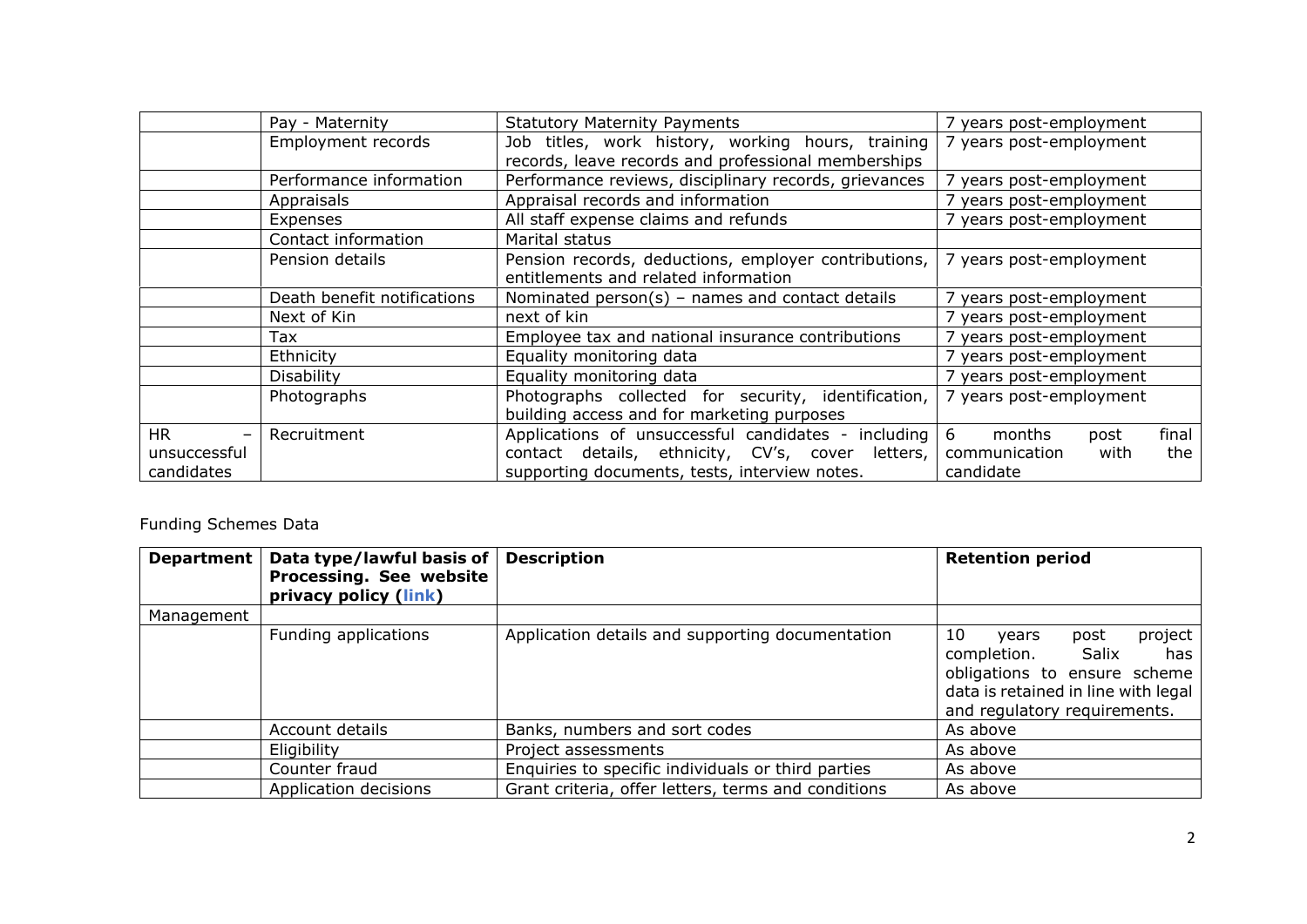| | Pay - Maternity | Statutory Maternity Payments | 7 years post-employment |
|---|---|---|---|
| | Employment records | Job titles, work history, working hours, training records, leave records and professional memberships | 7 years post-employment |
| | Performance information | Performance reviews, disciplinary records, grievances | 7 years post-employment |
| | Appraisals | Appraisal records and information | 7 years post-employment |
| | Expenses | All staff expense claims and refunds | 7 years post-employment |
| | Contact information | Marital status | |
| | Pension details | Pension records, deductions, employer contributions, entitlements and related information | 7 years post-employment |
| | Death benefit notifications | Nominated person(s) – names and contact details | 7 years post-employment |
| | Next of Kin | next of kin | 7 years post-employment |
| | Tax | Employee tax and national insurance contributions | 7 years post-employment |
| | Ethnicity | Equality monitoring data | 7 years post-employment |
| | Disability | Equality monitoring data | 7 years post-employment |
| | Photographs | Photographs collected for security, identification, building access and for marketing purposes | 7 years post-employment |
| HR – unsuccessful candidates | Recruitment | Applications of unsuccessful candidates - including contact details, ethnicity, CV's, cover letters, supporting documents, tests, interview notes. | 6 months post final communication with the candidate |

Funding Schemes Data

| Department | Data type/lawful basis of Processing. See website privacy policy (link) | Description | Retention period |
|---|---|---|---|
| Management | | | |
| | Funding applications | Application details and supporting documentation | 10 years post project completion. Salix has obligations to ensure scheme data is retained in line with legal and regulatory requirements. |
| | Account details | Banks, numbers and sort codes | As above |
| | Eligibility | Project assessments | As above |
| | Counter fraud | Enquiries to specific individuals or third parties | As above |
| | Application decisions | Grant criteria, offer letters, terms and conditions | As above |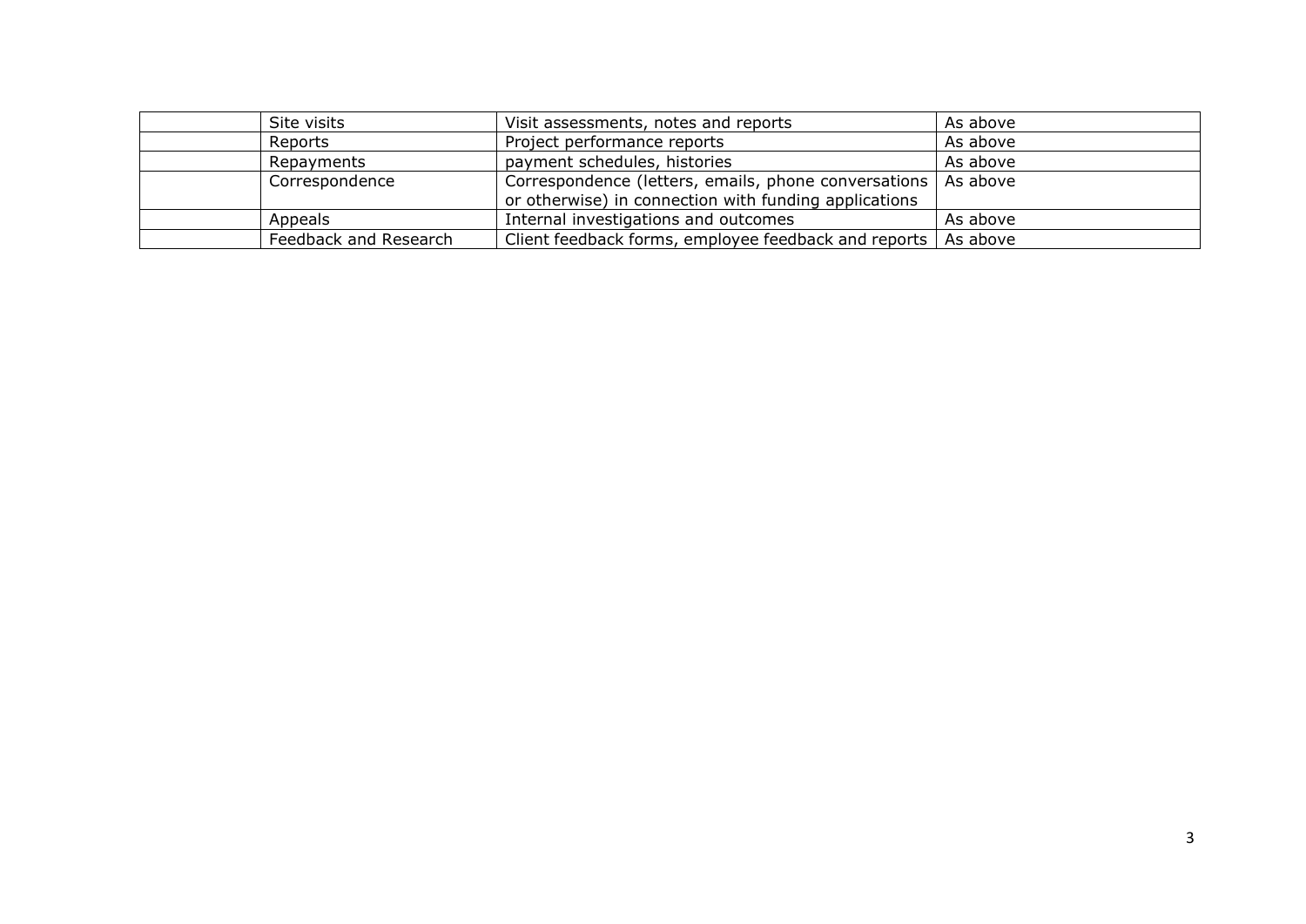| | | | |
|---|---|---|---|
| | Site visits | Visit assessments, notes and reports | As above |
| | Reports | Project performance reports | As above |
| | Repayments | payment schedules, histories | As above |
| | Correspondence | Correspondence (letters, emails, phone conversations or otherwise) in connection with funding applications | As above |
| | Appeals | Internal investigations and outcomes | As above |
| | Feedback and Research | Client feedback forms, employee feedback and reports | As above |